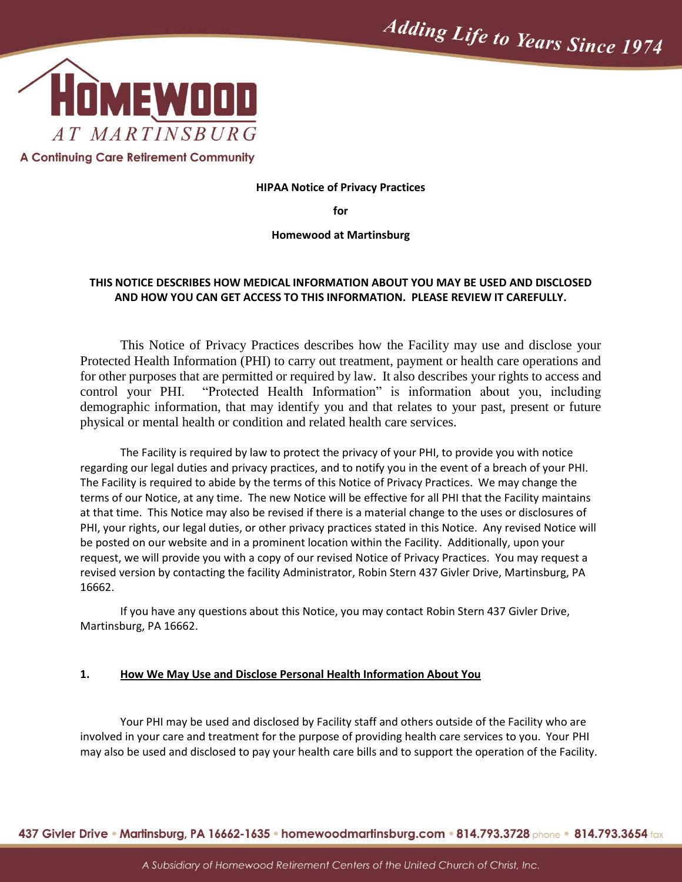# HIPAA Notice of Privacy Practices

**for**

**Homewood at Martinsburg**

**THIS NOTICE DESCRIBES HOW MEDICAL INFORMATION ABOUT YOU MAY BE USED AND DISCLOSED AND HOW YOU CAN GET ACCESS TO THIS INFORMATION. PLEASE REVIEW IT CAREFULLY.**

This Notice of Privacy Practices describes how the Facility may use and disclose your Protected Health Information (PHI) to carry out treatment, payment or health care operations and for other purposes that are permitted or required by law. It also describes your rights to access and control your PHI. "Protected Health Information" is information about you, including demographic information, that may identify you and that relates to your past, present or future physical or mental health or condition and related health care services.

The Facility is required by law to protect the privacy of your PHI, to provide you with notice regarding our legal duties and privacy practices, and to notify you in the event of a breach of your PHI. The Facility is required to abide by the terms of this Notice of Privacy Practices. We may change the terms of our Notice, at any time. The new Notice will be effective for all PHI that the Facility maintains at that time. This Notice may also be revised if there is a material change to the uses or disclosures of PHI, your rights, our legal duties, or other privacy practices stated in this Notice. Any revised Notice will be posted on our website and in a prominent location within the Facility. Additionally, upon your request, we will provide you with a copy of our revised Notice of Privacy Practices. You may request a revised version by contacting the facility Administrator, Robin Stern 437 Givler Drive, Martinsburg, PA 16662.

If you have any questions about this Notice, you may contact Robin Stern 437 Givler Drive, Martinsburg, PA 16662.

## 1. <u>How We May Use and Disclose Personal Health Information About You</u>

Your PHI may be used and disclosed by Facility staff and others outside of the Facility who are involved in your care and treatment for the purpose of providing health care services to you. Your PHI may also be used and disclosed to pay your health care bills and to support the operation of the Facility.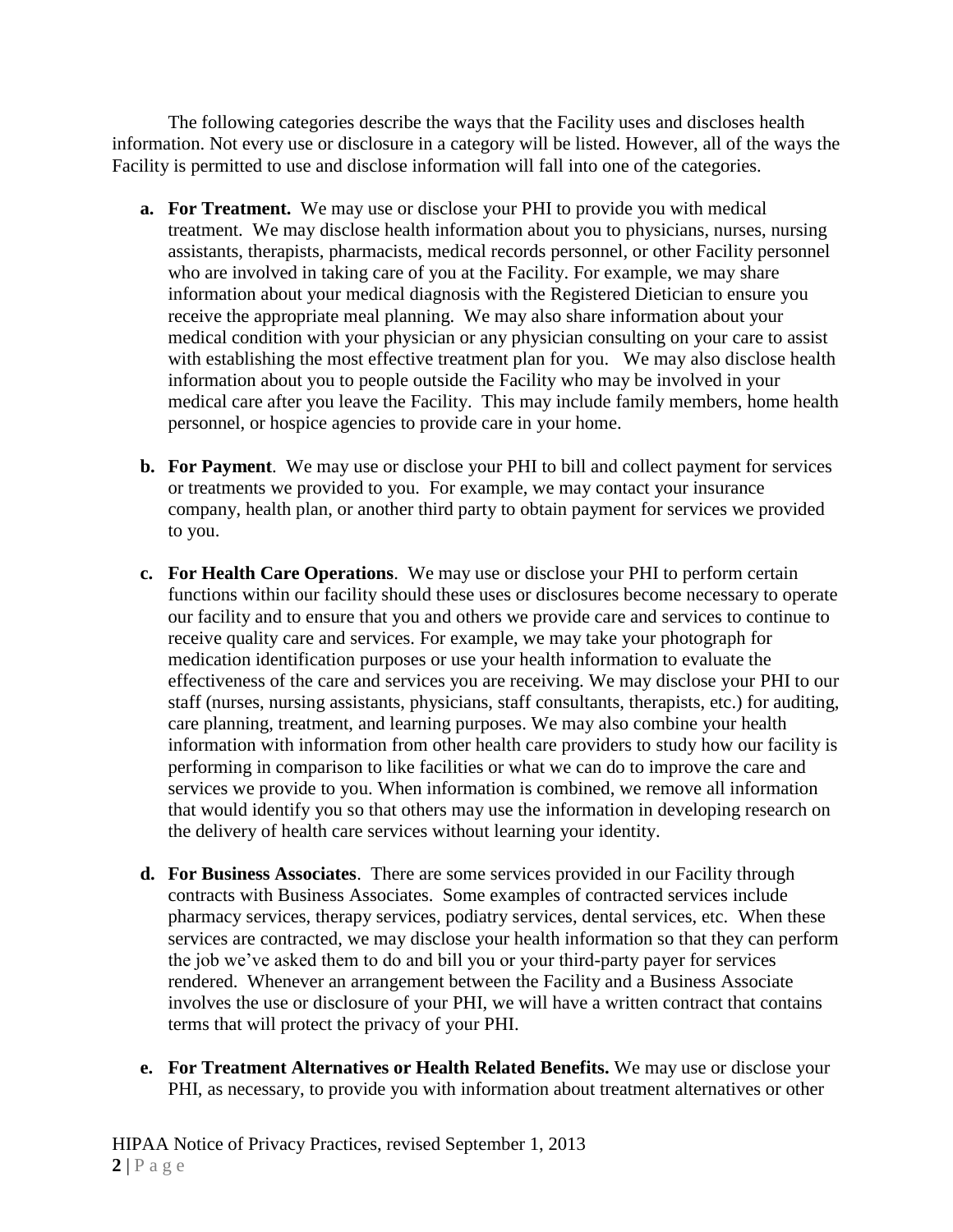The following categories describe the ways that the Facility uses and discloses health information. Not every use or disclosure in a category will be listed. However, all of the ways the Facility is permitted to use and disclose information will fall into one of the categories.

a. **For Treatment.** We may use or disclose your PHI to provide you with medical treatment. We may disclose health information about you to physicians, nurses, nursing assistants, therapists, pharmacists, medical records personnel, or other Facility personnel who are involved in taking care of you at the Facility. For example, we may share information about your medical diagnosis with the Registered Dietician to ensure you receive the appropriate meal planning. We may also share information about your medical condition with your physician or any physician consulting on your care to assist with establishing the most effective treatment plan for you. We may also disclose health information about you to people outside the Facility who may be involved in your medical care after you leave the Facility. This may include family members, home health personnel, or hospice agencies to provide care in your home.

b. **For Payment**. We may use or disclose your PHI to bill and collect payment for services or treatments we provided to you. For example, we may contact your insurance company, health plan, or another third party to obtain payment for services we provided to you.

c. **For Health Care Operations**. We may use or disclose your PHI to perform certain functions within our facility should these uses or disclosures become necessary to operate our facility and to ensure that you and others we provide care and services to continue to receive quality care and services. For example, we may take your photograph for medication identification purposes or use your health information to evaluate the effectiveness of the care and services you are receiving. We may disclose your PHI to our staff (nurses, nursing assistants, physicians, staff consultants, therapists, etc.) for auditing, care planning, treatment, and learning purposes. We may also combine your health information with information from other health care providers to study how our facility is performing in comparison to like facilities or what we can do to improve the care and services we provide to you. When information is combined, we remove all information that would identify you so that others may use the information in developing research on the delivery of health care services without learning your identity.

d. **For Business Associates**. There are some services provided in our Facility through contracts with Business Associates. Some examples of contracted services include pharmacy services, therapy services, podiatry services, dental services, etc. When these services are contracted, we may disclose your health information so that they can perform the job we've asked them to do and bill you or your third-party payer for services rendered. Whenever an arrangement between the Facility and a Business Associate involves the use or disclosure of your PHI, we will have a written contract that contains terms that will protect the privacy of your PHI.

e. **For Treatment Alternatives or Health Related Benefits.** We may use or disclose your PHI, as necessary, to provide you with information about treatment alternatives or other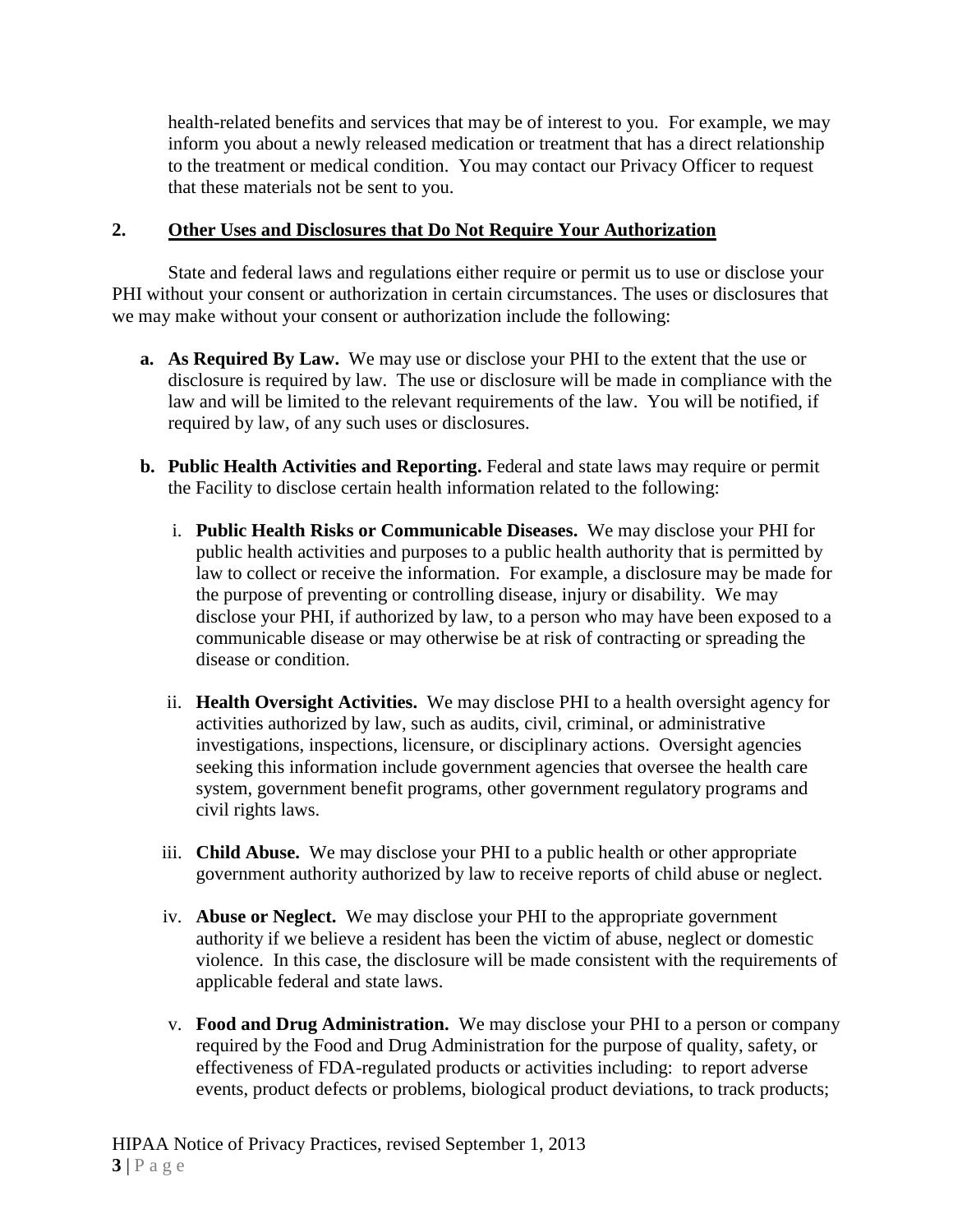health-related benefits and services that may be of interest to you. For example, we may inform you about a newly released medication or treatment that has a direct relationship to the treatment or medical condition. You may contact our Privacy Officer to request that these materials not be sent to you.

## 2. Other Uses and Disclosures that Do Not Require Your Authorization

State and federal laws and regulations either require or permit us to use or disclose your PHI without your consent or authorization in certain circumstances. The uses or disclosures that we may make without your consent or authorization include the following:

**a. As Required By Law.** We may use or disclose your PHI to the extent that the use or disclosure is required by law. The use or disclosure will be made in compliance with the law and will be limited to the relevant requirements of the law. You will be notified, if required by law, of any such uses or disclosures.

**b. Public Health Activities and Reporting.** Federal and state laws may require or permit the Facility to disclose certain health information related to the following:

i. **Public Health Risks or Communicable Diseases.** We may disclose your PHI for public health activities and purposes to a public health authority that is permitted by law to collect or receive the information. For example, a disclosure may be made for the purpose of preventing or controlling disease, injury or disability. We may disclose your PHI, if authorized by law, to a person who may have been exposed to a communicable disease or may otherwise be at risk of contracting or spreading the disease or condition.

ii. **Health Oversight Activities.** We may disclose PHI to a health oversight agency for activities authorized by law, such as audits, civil, criminal, or administrative investigations, inspections, licensure, or disciplinary actions. Oversight agencies seeking this information include government agencies that oversee the health care system, government benefit programs, other government regulatory programs and civil rights laws.

iii. **Child Abuse.** We may disclose your PHI to a public health or other appropriate government authority authorized by law to receive reports of child abuse or neglect.

iv. **Abuse or Neglect.** We may disclose your PHI to the appropriate government authority if we believe a resident has been the victim of abuse, neglect or domestic violence. In this case, the disclosure will be made consistent with the requirements of applicable federal and state laws.

v. **Food and Drug Administration.** We may disclose your PHI to a person or company required by the Food and Drug Administration for the purpose of quality, safety, or effectiveness of FDA-regulated products or activities including: to report adverse events, product defects or problems, biological product deviations, to track products;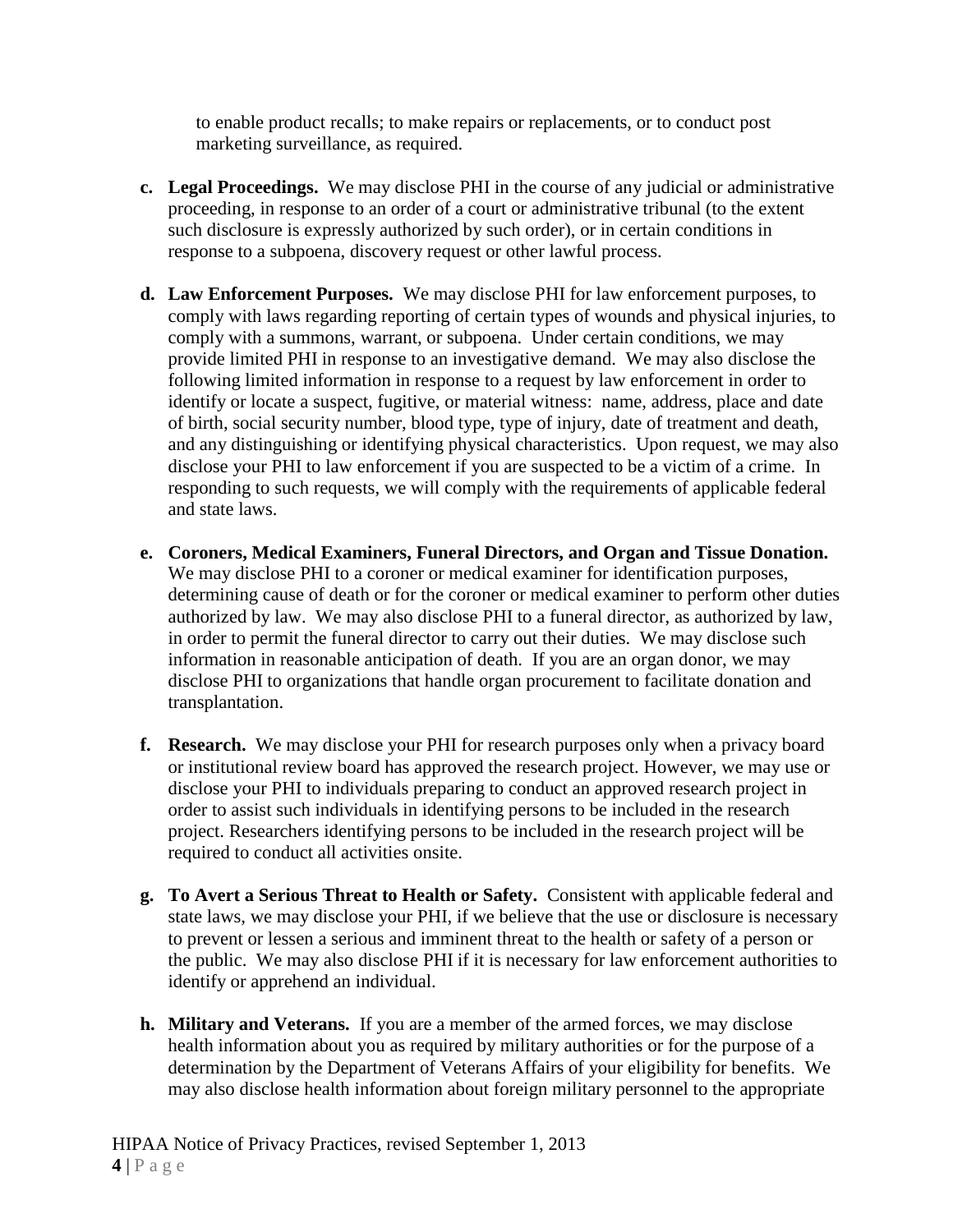to enable product recalls; to make repairs or replacements, or to conduct post marketing surveillance, as required.

c. **Legal Proceedings.** We may disclose PHI in the course of any judicial or administrative proceeding, in response to an order of a court or administrative tribunal (to the extent such disclosure is expressly authorized by such order), or in certain conditions in response to a subpoena, discovery request or other lawful process.

d. **Law Enforcement Purposes.** We may disclose PHI for law enforcement purposes, to comply with laws regarding reporting of certain types of wounds and physical injuries, to comply with a summons, warrant, or subpoena. Under certain conditions, we may provide limited PHI in response to an investigative demand. We may also disclose the following limited information in response to a request by law enforcement in order to identify or locate a suspect, fugitive, or material witness: name, address, place and date of birth, social security number, blood type, type of injury, date of treatment and death, and any distinguishing or identifying physical characteristics. Upon request, we may also disclose your PHI to law enforcement if you are suspected to be a victim of a crime. In responding to such requests, we will comply with the requirements of applicable federal and state laws.

e. **Coroners, Medical Examiners, Funeral Directors, and Organ and Tissue Donation.** We may disclose PHI to a coroner or medical examiner for identification purposes, determining cause of death or for the coroner or medical examiner to perform other duties authorized by law. We may also disclose PHI to a funeral director, as authorized by law, in order to permit the funeral director to carry out their duties. We may disclose such information in reasonable anticipation of death. If you are an organ donor, we may disclose PHI to organizations that handle organ procurement to facilitate donation and transplantation.

f. **Research.** We may disclose your PHI for research purposes only when a privacy board or institutional review board has approved the research project. However, we may use or disclose your PHI to individuals preparing to conduct an approved research project in order to assist such individuals in identifying persons to be included in the research project. Researchers identifying persons to be included in the research project will be required to conduct all activities onsite.

g. **To Avert a Serious Threat to Health or Safety.** Consistent with applicable federal and state laws, we may disclose your PHI, if we believe that the use or disclosure is necessary to prevent or lessen a serious and imminent threat to the health or safety of a person or the public. We may also disclose PHI if it is necessary for law enforcement authorities to identify or apprehend an individual.

h. **Military and Veterans.** If you are a member of the armed forces, we may disclose health information about you as required by military authorities or for the purpose of a determination by the Department of Veterans Affairs of your eligibility for benefits. We may also disclose health information about foreign military personnel to the appropriate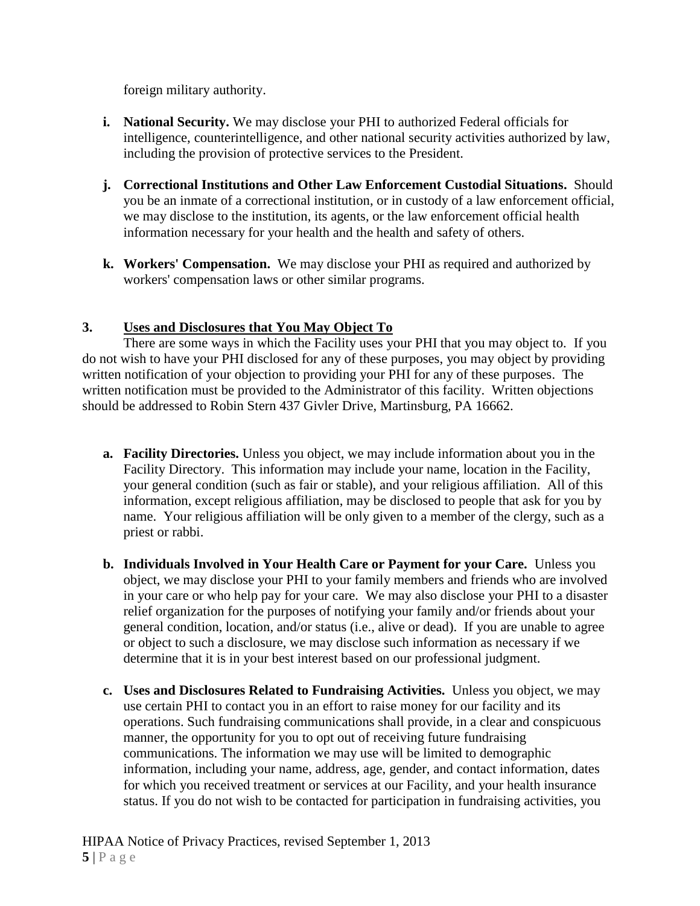foreign military authority.

- **i. National Security.** We may disclose your PHI to authorized Federal officials for intelligence, counterintelligence, and other national security activities authorized by law, including the provision of protective services to the President.

- **j. Correctional Institutions and Other Law Enforcement Custodial Situations.** Should you be an inmate of a correctional institution, or in custody of a law enforcement official, we may disclose to the institution, its agents, or the law enforcement official health information necessary for your health and the health and safety of others.

- **k. Workers' Compensation.** We may disclose your PHI as required and authorized by workers' compensation laws or other similar programs.

## 3. <u>Uses and Disclosures that You May Object To</u>

There are some ways in which the Facility uses your PHI that you may object to. If you do not wish to have your PHI disclosed for any of these purposes, you may object by providing written notification of your objection to providing your PHI for any of these purposes. The written notification must be provided to the Administrator of this facility. Written objections should be addressed to Robin Stern 437 Givler Drive, Martinsburg, PA 16662.

- **a. Facility Directories.** Unless you object, we may include information about you in the Facility Directory. This information may include your name, location in the Facility, your general condition (such as fair or stable), and your religious affiliation. All of this information, except religious affiliation, may be disclosed to people that ask for you by name. Your religious affiliation will be only given to a member of the clergy, such as a priest or rabbi.

- **b. Individuals Involved in Your Health Care or Payment for your Care.** Unless you object, we may disclose your PHI to your family members and friends who are involved in your care or who help pay for your care. We may also disclose your PHI to a disaster relief organization for the purposes of notifying your family and/or friends about your general condition, location, and/or status (i.e., alive or dead). If you are unable to agree or object to such a disclosure, we may disclose such information as necessary if we determine that it is in your best interest based on our professional judgment.

- **c. Uses and Disclosures Related to Fundraising Activities.** Unless you object, we may use certain PHI to contact you in an effort to raise money for our facility and its operations. Such fundraising communications shall provide, in a clear and conspicuous manner, the opportunity for you to opt out of receiving future fundraising communications. The information we may use will be limited to demographic information, including your name, address, age, gender, and contact information, dates for which you received treatment or services at our Facility, and your health insurance status. If you do not wish to be contacted for participation in fundraising activities, you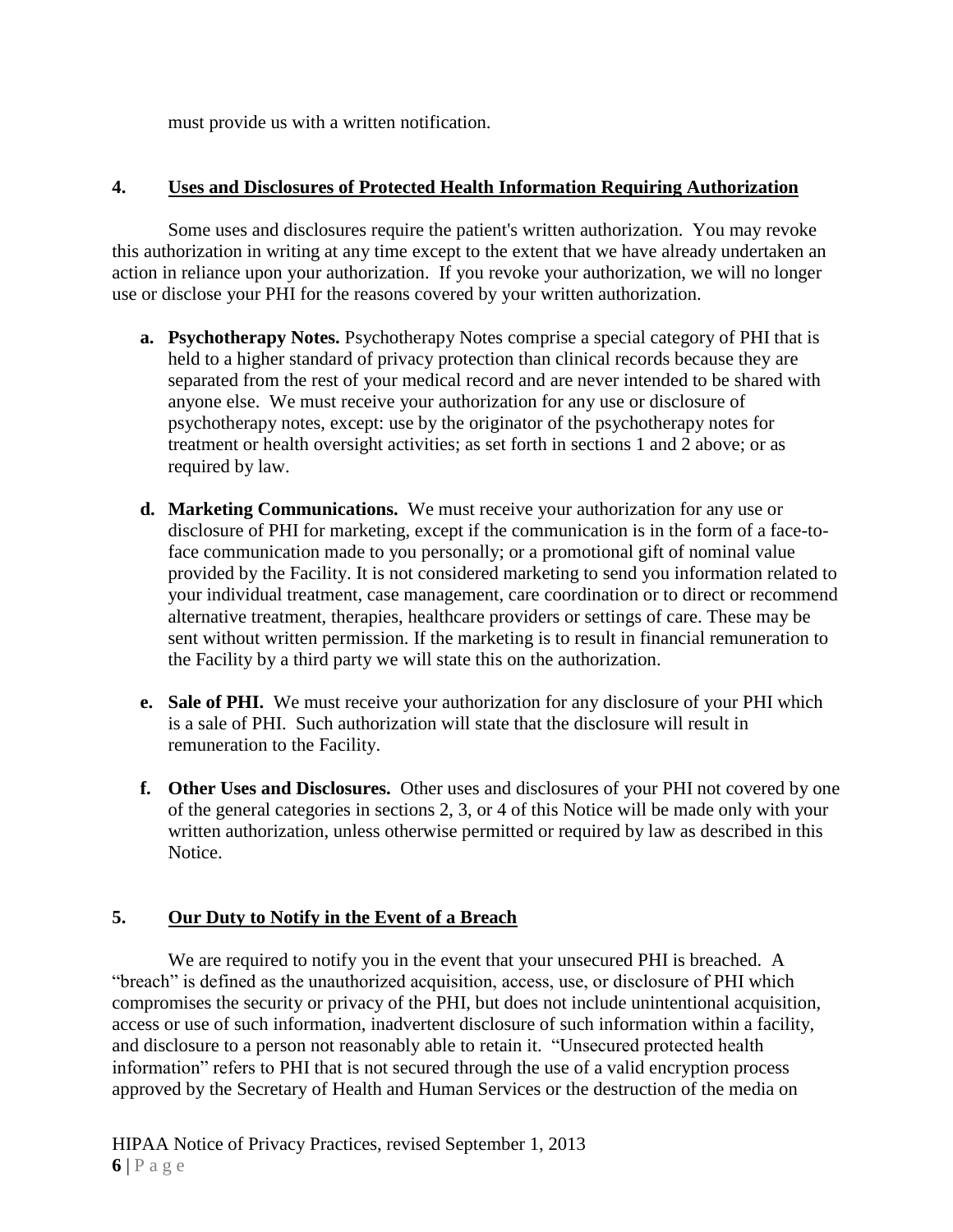must provide us with a written notification.

## 4. Uses and Disclosures of Protected Health Information Requiring Authorization

Some uses and disclosures require the patient's written authorization. You may revoke this authorization in writing at any time except to the extent that we have already undertaken an action in reliance upon your authorization. If you revoke your authorization, we will no longer use or disclose your PHI for the reasons covered by your written authorization.

- **a. Psychotherapy Notes.** Psychotherapy Notes comprise a special category of PHI that is held to a higher standard of privacy protection than clinical records because they are separated from the rest of your medical record and are never intended to be shared with anyone else. We must receive your authorization for any use or disclosure of psychotherapy notes, except: use by the originator of the psychotherapy notes for treatment or health oversight activities; as set forth in sections 1 and 2 above; or as required by law.

- **d. Marketing Communications.** We must receive your authorization for any use or disclosure of PHI for marketing, except if the communication is in the form of a face-to-face communication made to you personally; or a promotional gift of nominal value provided by the Facility. It is not considered marketing to send you information related to your individual treatment, case management, care coordination or to direct or recommend alternative treatment, therapies, healthcare providers or settings of care. These may be sent without written permission. If the marketing is to result in financial remuneration to the Facility by a third party we will state this on the authorization.

- **e. Sale of PHI.** We must receive your authorization for any disclosure of your PHI which is a sale of PHI. Such authorization will state that the disclosure will result in remuneration to the Facility.

- **f. Other Uses and Disclosures.** Other uses and disclosures of your PHI not covered by one of the general categories in sections 2, 3, or 4 of this Notice will be made only with your written authorization, unless otherwise permitted or required by law as described in this Notice.

## 5. Our Duty to Notify in the Event of a Breach

We are required to notify you in the event that your unsecured PHI is breached. A "breach" is defined as the unauthorized acquisition, access, use, or disclosure of PHI which compromises the security or privacy of the PHI, but does not include unintentional acquisition, access or use of such information, inadvertent disclosure of such information within a facility, and disclosure to a person not reasonably able to retain it. "Unsecured protected health information" refers to PHI that is not secured through the use of a valid encryption process approved by the Secretary of Health and Human Services or the destruction of the media on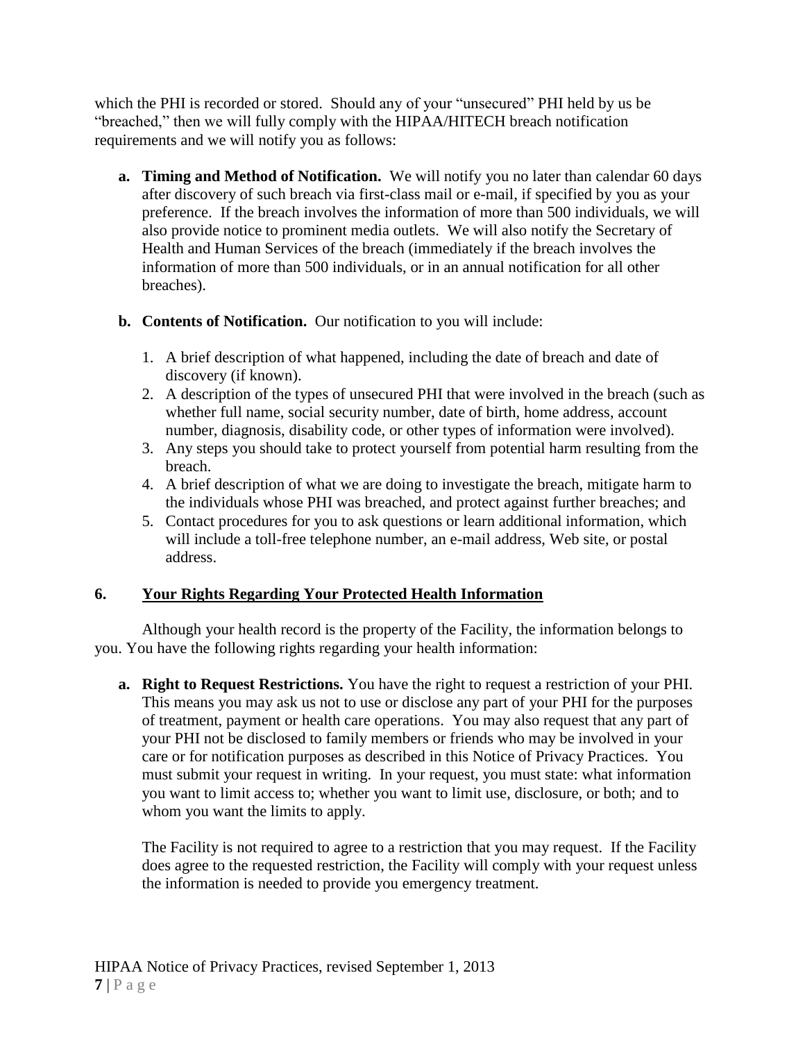which the PHI is recorded or stored. Should any of your "unsecured" PHI held by us be "breached," then we will fully comply with the HIPAA/HITECH breach notification requirements and we will notify you as follows:

**a. Timing and Method of Notification.** We will notify you no later than calendar 60 days after discovery of such breach via first-class mail or e-mail, if specified by you as your preference. If the breach involves the information of more than 500 individuals, we will also provide notice to prominent media outlets. We will also notify the Secretary of Health and Human Services of the breach (immediately if the breach involves the information of more than 500 individuals, or in an annual notification for all other breaches).

**b. Contents of Notification.** Our notification to you will include:

1. A brief description of what happened, including the date of breach and date of discovery (if known).
2. A description of the types of unsecured PHI that were involved in the breach (such as whether full name, social security number, date of birth, home address, account number, diagnosis, disability code, or other types of information were involved).
3. Any steps you should take to protect yourself from potential harm resulting from the breach.
4. A brief description of what we are doing to investigate the breach, mitigate harm to the individuals whose PHI was breached, and protect against further breaches; and
5. Contact procedures for you to ask questions or learn additional information, which will include a toll-free telephone number, an e-mail address, Web site, or postal address.

## 6. Your Rights Regarding Your Protected Health Information

Although your health record is the property of the Facility, the information belongs to you. You have the following rights regarding your health information:

**a. Right to Request Restrictions.** You have the right to request a restriction of your PHI. This means you may ask us not to use or disclose any part of your PHI for the purposes of treatment, payment or health care operations. You may also request that any part of your PHI not be disclosed to family members or friends who may be involved in your care or for notification purposes as described in this Notice of Privacy Practices. You must submit your request in writing. In your request, you must state: what information you want to limit access to; whether you want to limit use, disclosure, or both; and to whom you want the limits to apply.

The Facility is not required to agree to a restriction that you may request. If the Facility does agree to the requested restriction, the Facility will comply with your request unless the information is needed to provide you emergency treatment.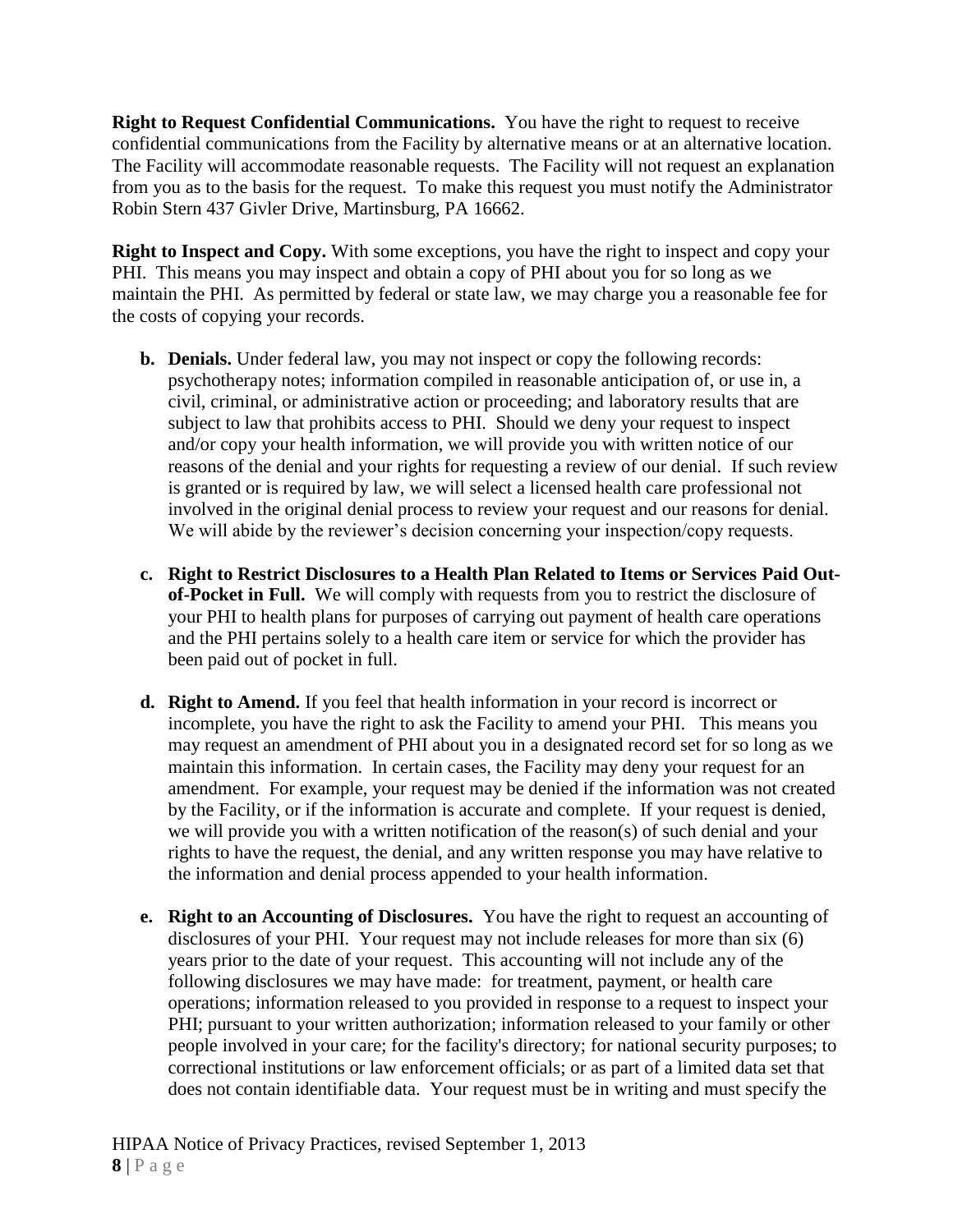**Right to Request Confidential Communications.** You have the right to request to receive confidential communications from the Facility by alternative means or at an alternative location. The Facility will accommodate reasonable requests. The Facility will not request an explanation from you as to the basis for the request. To make this request you must notify the Administrator Robin Stern 437 Givler Drive, Martinsburg, PA 16662.

**Right to Inspect and Copy.** With some exceptions, you have the right to inspect and copy your PHI. This means you may inspect and obtain a copy of PHI about you for so long as we maintain the PHI. As permitted by federal or state law, we may charge you a reasonable fee for the costs of copying your records.

b. **Denials.** Under federal law, you may not inspect or copy the following records: psychotherapy notes; information compiled in reasonable anticipation of, or use in, a civil, criminal, or administrative action or proceeding; and laboratory results that are subject to law that prohibits access to PHI. Should we deny your request to inspect and/or copy your health information, we will provide you with written notice of our reasons of the denial and your rights for requesting a review of our denial. If such review is granted or is required by law, we will select a licensed health care professional not involved in the original denial process to review your request and our reasons for denial. We will abide by the reviewer's decision concerning your inspection/copy requests.

c. **Right to Restrict Disclosures to a Health Plan Related to Items or Services Paid Out-of-Pocket in Full.** We will comply with requests from you to restrict the disclosure of your PHI to health plans for purposes of carrying out payment of health care operations and the PHI pertains solely to a health care item or service for which the provider has been paid out of pocket in full.

d. **Right to Amend.** If you feel that health information in your record is incorrect or incomplete, you have the right to ask the Facility to amend your PHI. This means you may request an amendment of PHI about you in a designated record set for so long as we maintain this information. In certain cases, the Facility may deny your request for an amendment. For example, your request may be denied if the information was not created by the Facility, or if the information is accurate and complete. If your request is denied, we will provide you with a written notification of the reason(s) of such denial and your rights to have the request, the denial, and any written response you may have relative to the information and denial process appended to your health information.

e. **Right to an Accounting of Disclosures.** You have the right to request an accounting of disclosures of your PHI. Your request may not include releases for more than six (6) years prior to the date of your request. This accounting will not include any of the following disclosures we may have made: for treatment, payment, or health care operations; information released to you provided in response to a request to inspect your PHI; pursuant to your written authorization; information released to your family or other people involved in your care; for the facility's directory; for national security purposes; to correctional institutions or law enforcement officials; or as part of a limited data set that does not contain identifiable data. Your request must be in writing and must specify the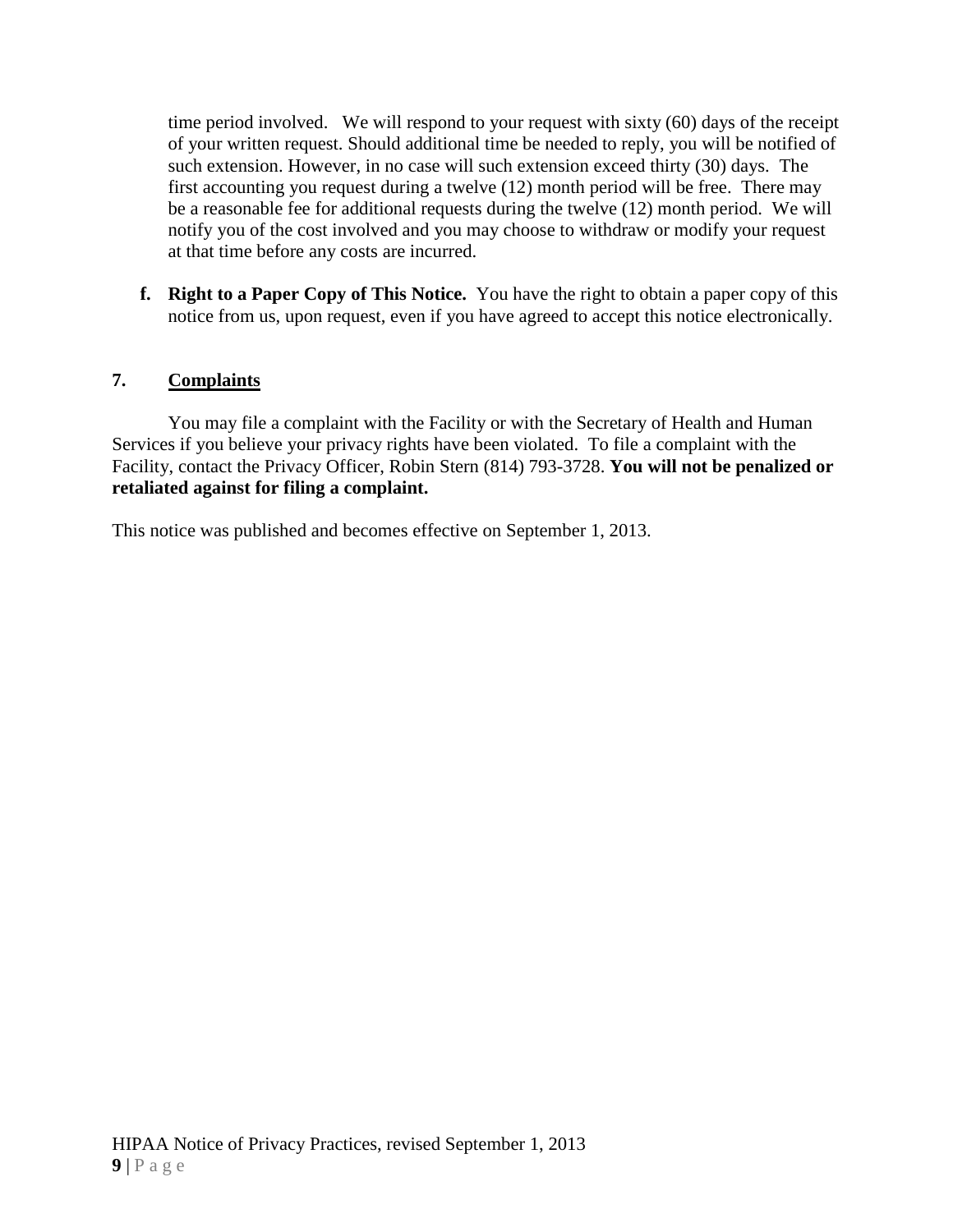time period involved. We will respond to your request with sixty (60) days of the receipt of your written request. Should additional time be needed to reply, you will be notified of such extension. However, in no case will such extension exceed thirty (30) days. The first accounting you request during a twelve (12) month period will be free. There may be a reasonable fee for additional requests during the twelve (12) month period. We will notify you of the cost involved and you may choose to withdraw or modify your request at that time before any costs are incurred.

f. **Right to a Paper Copy of This Notice.** You have the right to obtain a paper copy of this notice from us, upon request, even if you have agreed to accept this notice electronically.

## 7. Complaints

You may file a complaint with the Facility or with the Secretary of Health and Human Services if you believe your privacy rights have been violated. To file a complaint with the Facility, contact the Privacy Officer, Robin Stern (814) 793-3728. **You will not be penalized or retaliated against for filing a complaint.**

This notice was published and becomes effective on September 1, 2013.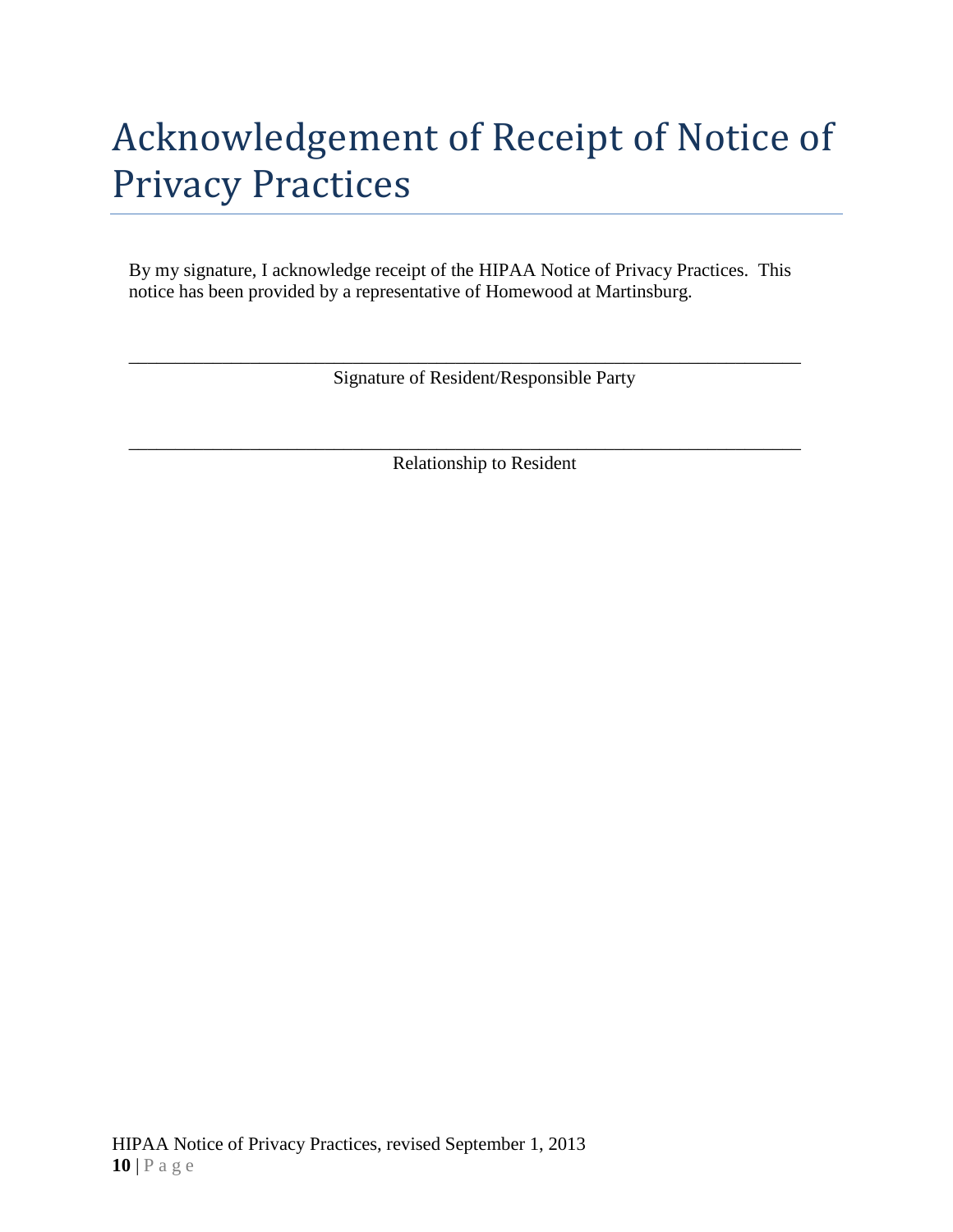# Acknowledgement of Receipt of Notice of Privacy Practices

By my signature, I acknowledge receipt of the HIPAA Notice of Privacy Practices. This notice has been provided by a representative of Homewood at Martinsburg.

_____________________________________________________________________

Signature of Resident/Responsible Party

_____________________________________________________________________

Relationship to Resident